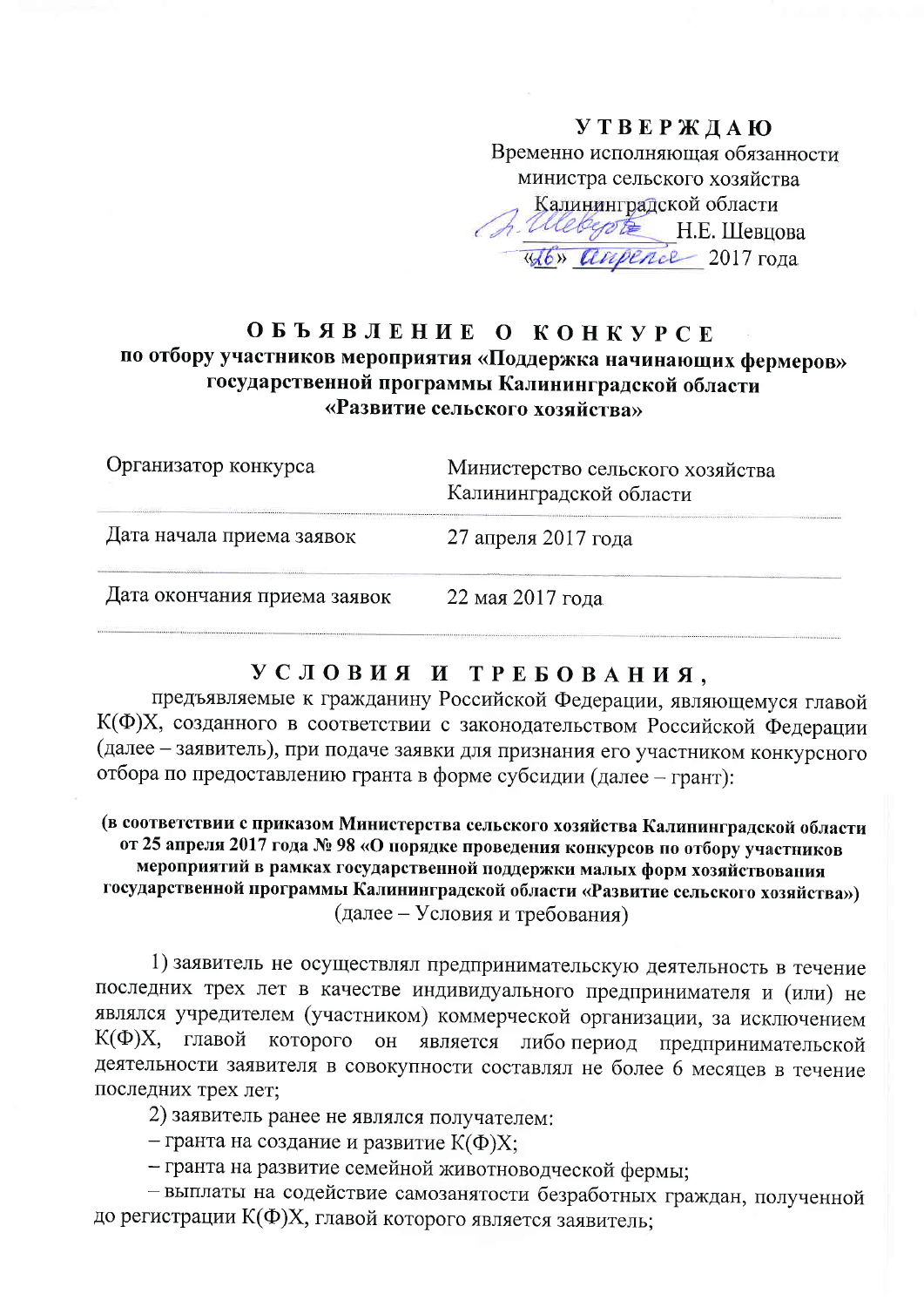**УТВЕРЖДАЮ**
Временно исполняющая обязанности
министра сельского хозяйства
Калининградской области
Н.Е. Шевцова
«26» апреля 2017 года

# ОБЪЯВЛЕНИЕ О КОНКУРСЕ
## по отбору участников мероприятия «Поддержка начинающих фермеров» государственной программы Калининградской области «Развитие сельского хозяйства»

| | |
|---|---|
| Организатор конкурса | Министерство сельского хозяйства Калининградской области |
| Дата начала приема заявок | 27 апреля 2017 года |
| Дата окончания приема заявок | 22 мая 2017 года |

## УСЛОВИЯ И ТРЕБОВАНИЯ,

предъявляемые к гражданину Российской Федерации, являющемуся главой К(Ф)Х, созданного в соответствии с законодательством Российской Федерации (далее – заявитель), при подаче заявки для признания его участником конкурсного отбора по предоставлению гранта в форме субсидии (далее – грант):

**(в соответствии с приказом Министерства сельского хозяйства Калининградской области от 25 апреля 2017 года № 98 «О порядке проведения конкурсов по отбору участников мероприятий в рамках государственной поддержки малых форм хозяйствования государственной программы Калининградской области «Развитие сельского хозяйства»)** (далее – Условия и требования)

1) заявитель не осуществлял предпринимательскую деятельность в течение последних трех лет в качестве индивидуального предпринимателя и (или) не являлся учредителем (участником) коммерческой организации, за исключением К(Ф)Х, главой которого он является либо период предпринимательской деятельности заявителя в совокупности составлял не более 6 месяцев в течение последних трех лет;

2) заявитель ранее не являлся получателем:

– гранта на создание и развитие К(Ф)Х;

– гранта на развитие семейной животноводческой фермы;

– выплаты на содействие самозанятости безработных граждан, полученной до регистрации К(Ф)Х, главой которого является заявитель;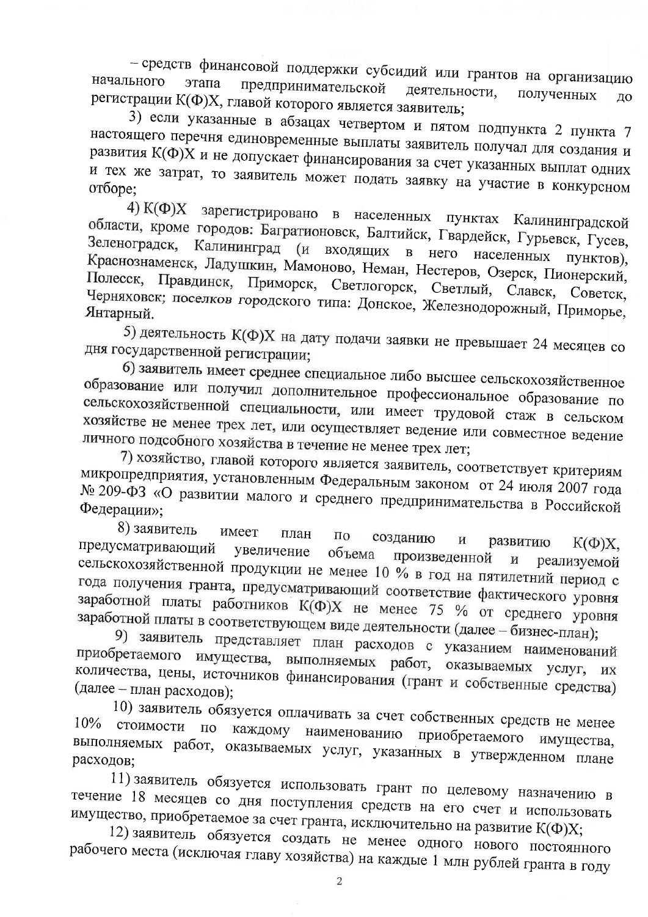– средств финансовой поддержки субсидий или грантов на организацию начального этапа предпринимательской деятельности, полученных до регистрации К(Ф)Х, главой которого является заявитель;

3) если указанные в абзацах четвертом и пятом подпункта 2 пункта 7 настоящего перечня единовременные выплаты заявитель получал для создания и развития К(Ф)Х и не допускает финансирования за счет указанных выплат одних и тех же затрат, то заявитель может подать заявку на участие в конкурсном отборе;

4) К(Ф)Х зарегистрировано в населенных пунктах Калининградской области, кроме городов: Багратионовск, Балтийск, Гвардейск, Гурьевск, Гусев, Зеленоградск, Калининград (и входящих в него населенных пунктов), Краснознаменск, Ладушкин, Мамоново, Неман, Нестеров, Озерск, Пионерский, Полесск, Правдинск, Приморск, Светлогорск, Светлый, Славск, Советск, Черняховск; поселков городского типа: Донское, Железнодорожный, Приморье, Янтарный.

5) деятельность К(Ф)Х на дату подачи заявки не превышает 24 месяцев со дня государственной регистрации;

6) заявитель имеет среднее специальное либо высшее сельскохозяйственное образование или получил дополнительное профессиональное образование по сельскохозяйственной специальности, или имеет трудовой стаж в сельском хозяйстве не менее трех лет, или осуществляет ведение или совместное ведение личного подсобного хозяйства в течение не менее трех лет;

7) хозяйство, главой которого является заявитель, соответствует критериям микропредприятия, установленным Федеральным законом от 24 июля 2007 года № 209-ФЗ «О развитии малого и среднего предпринимательства в Российской Федерации»;

8) заявитель имеет план по созданию и развитию К(Ф)Х, предусматривающий увеличение объема произведенной и реализуемой сельскохозяйственной продукции не менее 10 % в год на пятилетний период с года получения гранта, предусматривающий соответствие фактического уровня заработной платы работников К(Ф)Х не менее 75 % от среднего уровня заработной платы в соответствующем виде деятельности (далее – бизнес-план);

9) заявитель представляет план расходов с указанием наименований приобретаемого имущества, выполняемых работ, оказываемых услуг, их количества, цены, источников финансирования (грант и собственные средства) (далее – план расходов);

10) заявитель обязуется оплачивать за счет собственных средств не менее 10% стоимости по каждому наименованию приобретаемого имущества, выполняемых работ, оказываемых услуг, указанных в утвержденном плане расходов;

11) заявитель обязуется использовать грант по целевому назначению в течение 18 месяцев со дня поступления средств на его счет и использовать имущество, приобретаемое за счет гранта, исключительно на развитие К(Ф)Х;

12) заявитель обязуется создать не менее одного нового постоянного рабочего места (исключая главу хозяйства) на каждые 1 млн рублей гранта в году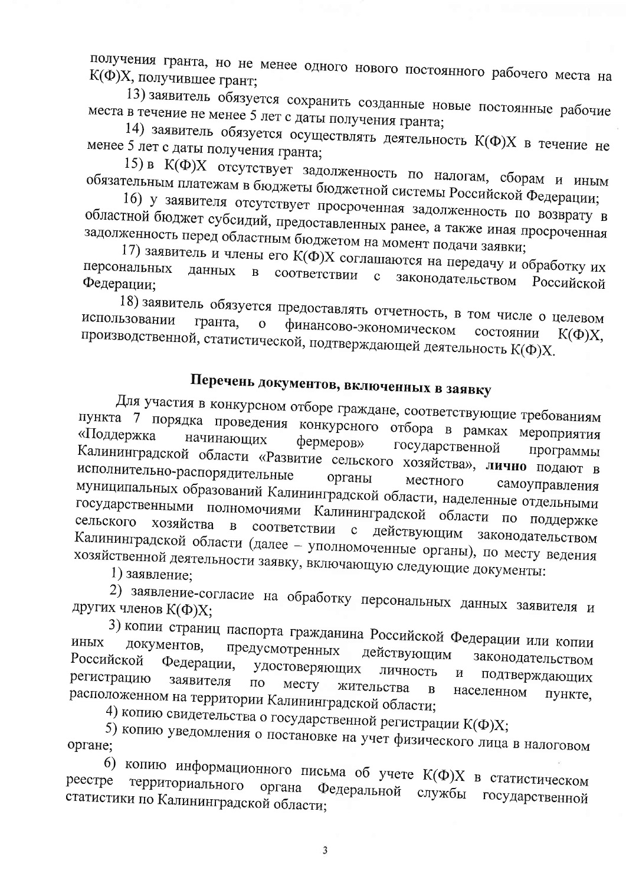получения гранта, но не менее одного нового постоянного рабочего места на К(Ф)Х, получившее грант;

13) заявитель обязуется сохранить созданные новые постоянные рабочие места в течение не менее 5 лет с даты получения гранта;

14) заявитель обязуется осуществлять деятельность К(Ф)Х в течение не менее 5 лет с даты получения гранта;

15) в К(Ф)Х отсутствует задолженность по налогам, сборам и иным обязательным платежам в бюджеты бюджетной системы Российской Федерации;

16) у заявителя отсутствует просроченная задолженность по возврату в областной бюджет субсидий, предоставленных ранее, а также иная просроченная задолженность перед областным бюджетом на момент подачи заявки;

17) заявитель и члены его К(Ф)Х соглашаются на передачу и обработку их персональных данных в соответствии с законодательством Российской Федерации;

18) заявитель обязуется предоставлять отчетность, в том числе о целевом использовании гранта, о финансово-экономическом состоянии К(Ф)Х, производственной, статистической, подтверждающей деятельность К(Ф)Х.

## Перечень документов, включенных в заявку

Для участия в конкурсном отборе граждане, соответствующие требованиям пункта 7 порядка проведения конкурсного отбора в рамках мероприятия «Поддержка начинающих фермеров» государственной программы Калининградской области «Развитие сельского хозяйства», **лично** подают в исполнительно-распорядительные органы местного самоуправления муниципальных образований Калининградской области, наделенные отдельными государственными полномочиями Калининградской области по поддержке сельского хозяйства в соответствии с действующим законодательством Калининградской области (далее – уполномоченные органы), по месту ведения хозяйственной деятельности заявку, включающую следующие документы:

1) заявление;

2) заявление-согласие на обработку персональных данных заявителя и других членов К(Ф)Х;

3) копии страниц паспорта гражданина Российской Федерации или копии иных документов, предусмотренных действующим законодательством Российской Федерации, удостоверяющих личность и подтверждающих регистрацию заявителя по месту жительства в населенном пункте, расположенном на территории Калининградской области;

4) копию свидетельства о государственной регистрации К(Ф)Х;

5) копию уведомления о постановке на учет физического лица в налоговом органе;

6) копию информационного письма об учете К(Ф)Х в статистическом реестре территориального органа Федеральной службы государственной статистики по Калининградской области;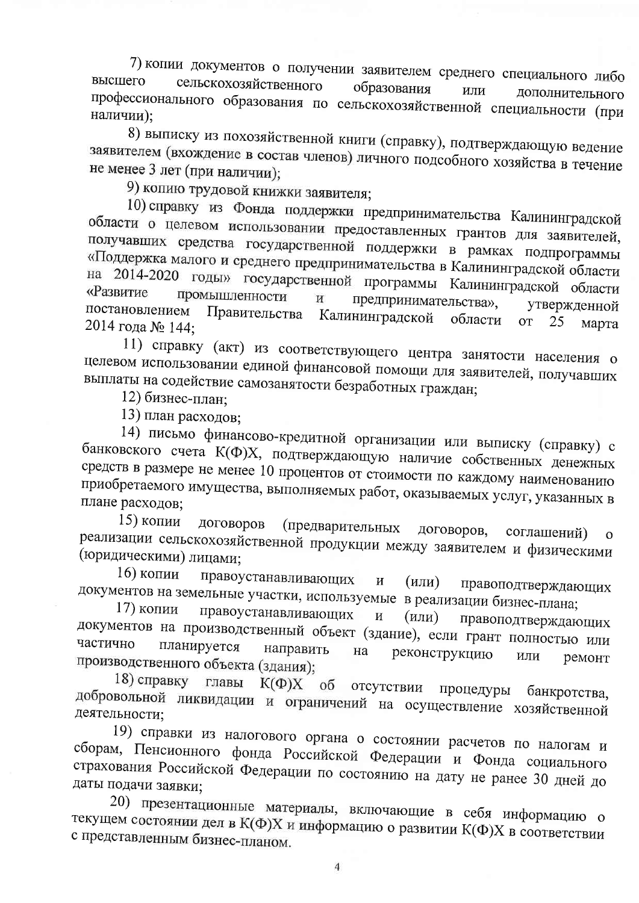7) копии документов о получении заявителем среднего специального либо высшего сельскохозяйственного образования или дополнительного профессионального образования по сельскохозяйственной специальности (при наличии);

8) выписку из похозяйственной книги (справку), подтверждающую ведение заявителем (вхождение в состав членов) личного подсобного хозяйства в течение не менее 3 лет (при наличии);

9) копию трудовой книжки заявителя;

10) справку из Фонда поддержки предпринимательства Калининградской области о целевом использовании предоставленных грантов для заявителей, получавших средства государственной поддержки в рамках подпрограммы «Поддержка малого и среднего предпринимательства в Калининградской области на 2014-2020 годы» государственной программы Калининградской области «Развитие промышленности и предпринимательства», утвержденной постановлением Правительства Калининградской области от 25 марта 2014 года № 144;

11) справку (акт) из соответствующего центра занятости населения о целевом использовании единой финансовой помощи для заявителей, получавших выплаты на содействие самозанятости безработных граждан;

12) бизнес-план;

13) план расходов;

14) письмо финансово-кредитной организации или выписку (справку) с банковского счета К(Ф)Х, подтверждающую наличие собственных денежных средств в размере не менее 10 процентов от стоимости по каждому наименованию приобретаемого имущества, выполняемых работ, оказываемых услуг, указанных в плане расходов;

15) копии договоров (предварительных договоров, соглашений) о реализации сельскохозяйственной продукции между заявителем и физическими (юридическими) лицами;

16) копии правоустанавливающих и (или) правоподтверждающих документов на земельные участки, используемые в реализации бизнес-плана;

17) копии правоустанавливающих и (или) правоподтверждающих документов на производственный объект (здание), если грант полностью или частично планируется направить на реконструкцию или ремонт производственного объекта (здания);

18) справку главы К(Ф)Х об отсутствии процедуры банкротства, добровольной ликвидации и ограничений на осуществление хозяйственной деятельности;

19) справки из налогового органа о состоянии расчетов по налогам и сборам, Пенсионного фонда Российской Федерации и Фонда социального страхования Российской Федерации по состоянию на дату не ранее 30 дней до даты подачи заявки;

20) презентационные материалы, включающие в себя информацию о текущем состоянии дел в К(Ф)Х и информацию о развитии К(Ф)Х в соответствии с представленным бизнес-планом.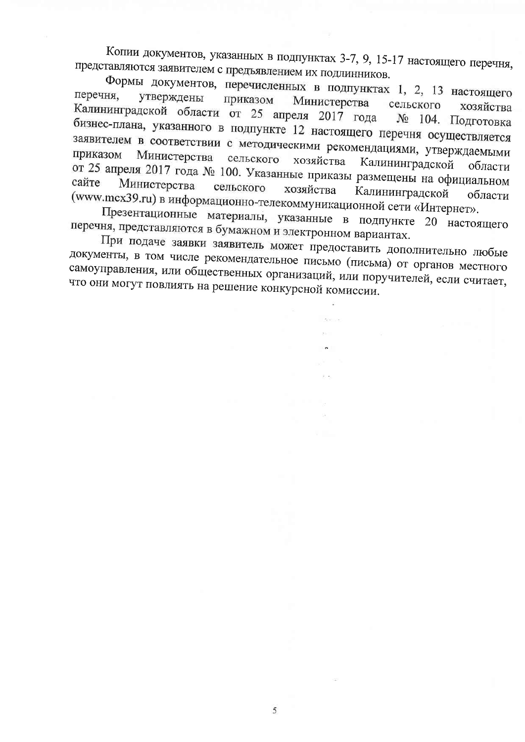Копии документов, указанных в подпунктах 3-7, 9, 15-17 настоящего перечня, представляются заявителем с предъявлением их подлинников.

Формы документов, перечисленных в подпунктах 1, 2, 13 настоящего перечня, утверждены приказом Министерства сельского хозяйства Калининградской области от 25 апреля 2017 года № 104. Подготовка бизнес-плана, указанного в подпункте 12 настоящего перечня осуществляется заявителем в соответствии с методическими рекомендациями, утверждаемыми приказом Министерства сельского хозяйства Калининградской области от 25 апреля 2017 года № 100. Указанные приказы размещены на официальном сайте Министерства сельского хозяйства Калининградской области (www.mcx39.ru) в информационно-телекоммуникационной сети «Интернет».

Презентационные материалы, указанные в подпункте 20 настоящего перечня, представляются в бумажном и электронном вариантах.

При подаче заявки заявитель может предоставить дополнительно любые документы, в том числе рекомендательное письмо (письма) от органов местного самоуправления, или общественных организаций, или поручителей, если считает, что они могут повлиять на решение конкурсной комиссии.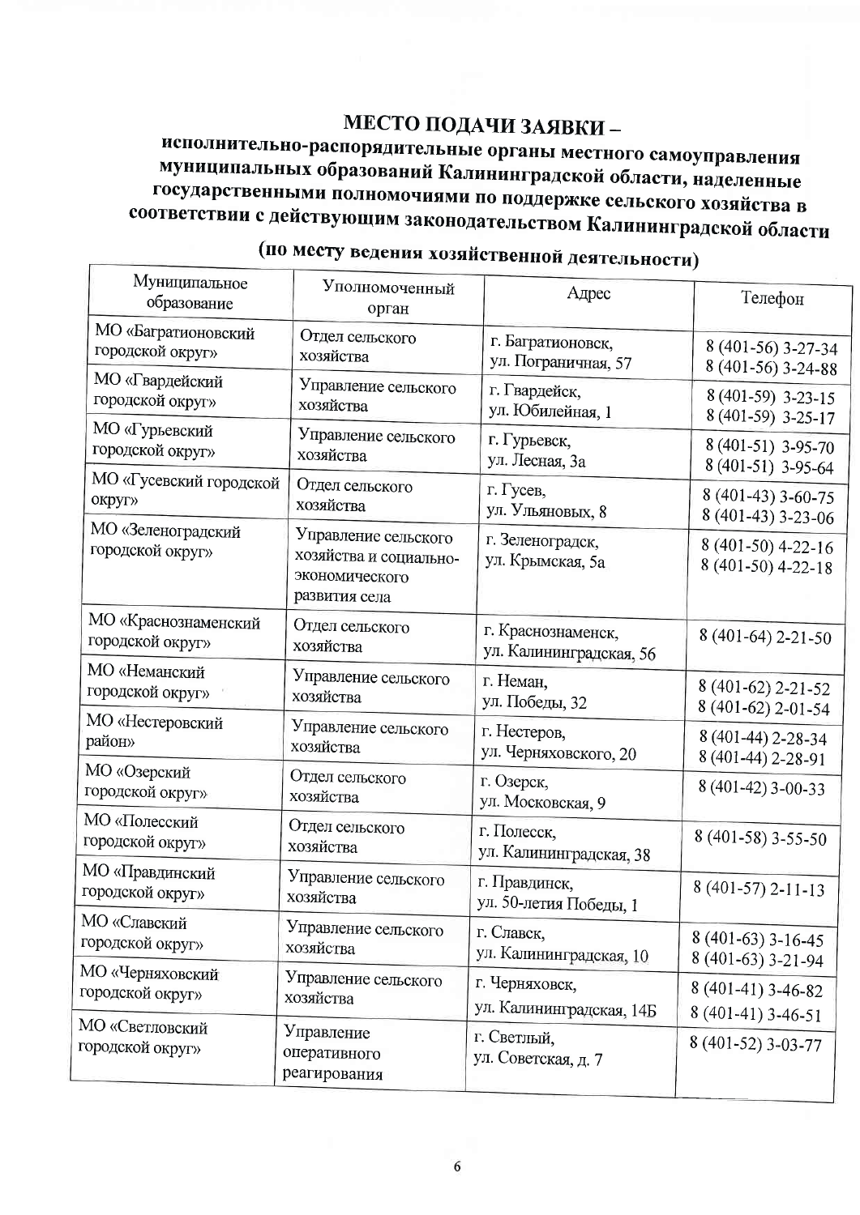# МЕСТО ПОДАЧИ ЗАЯВКИ –

## исполнительно-распорядительные органы местного самоуправления муниципальных образований Калининградской области, наделенные государственными полномочиями по поддержке сельского хозяйства в соответствии с действующим законодательством Калининградской области

## (по месту ведения хозяйственной деятельности)

| Муниципальное образование | Уполномоченный орган | Адрес | Телефон |
|---|---|---|---|
| МО «Багратионовский городской округ» | Отдел сельского хозяйства | г. Багратионовск, ул. Пограничная, 57 | 8 (401-56) 3-27-34<br>8 (401-56) 3-24-88 |
| МО «Гвардейский городской округ» | Управление сельского хозяйства | г. Гвардейск, ул. Юбилейная, 1 | 8 (401-59) 3-23-15<br>8 (401-59) 3-25-17 |
| МО «Гурьевский городской округ» | Управление сельского хозяйства | г. Гурьевск, ул. Лесная, 3а | 8 (401-51) 3-95-70<br>8 (401-51) 3-95-64 |
| МО «Гусевский городской округ» | Отдел сельского хозяйства | г. Гусев, ул. Ульяновых, 8 | 8 (401-43) 3-60-75<br>8 (401-43) 3-23-06 |
| МО «Зеленоградский городской округ» | Управление сельского хозяйства и социально-экономического развития села | г. Зеленоградск, ул. Крымская, 5а | 8 (401-50) 4-22-16<br>8 (401-50) 4-22-18 |
| МО «Краснознаменский городской округ» | Отдел сельского хозяйства | г. Краснознаменск, ул. Калининградская, 56 | 8 (401-64) 2-21-50 |
| МО «Неманский городской округ» | Управление сельского хозяйства | г. Неман, ул. Победы, 32 | 8 (401-62) 2-21-52<br>8 (401-62) 2-01-54 |
| МО «Нестеровский район» | Управление сельского хозяйства | г. Нестеров, ул. Черняховского, 20 | 8 (401-44) 2-28-34<br>8 (401-44) 2-28-91 |
| МО «Озерский городской округ» | Отдел сельского хозяйства | г. Озерск, ул. Московская, 9 | 8 (401-42) 3-00-33 |
| МО «Полесский городской округ» | Отдел сельского хозяйства | г. Полесск, ул. Калининградская, 38 | 8 (401-58) 3-55-50 |
| МО «Правдинский городской округ» | Управление сельского хозяйства | г. Правдинск, ул. 50-летия Победы, 1 | 8 (401-57) 2-11-13 |
| МО «Славский городской округ» | Управление сельского хозяйства | г. Славск, ул. Калининградская, 10 | 8 (401-63) 3-16-45<br>8 (401-63) 3-21-94 |
| МО «Черняховский городской округ» | Управление сельского хозяйства | г. Черняховск, ул. Калининградская, 14Б | 8 (401-41) 3-46-82<br>8 (401-41) 3-46-51 |
| МО «Светловский городской округ» | Управление оперативного реагирования | г. Светлый, ул. Советская, д. 7 | 8 (401-52) 3-03-77 |